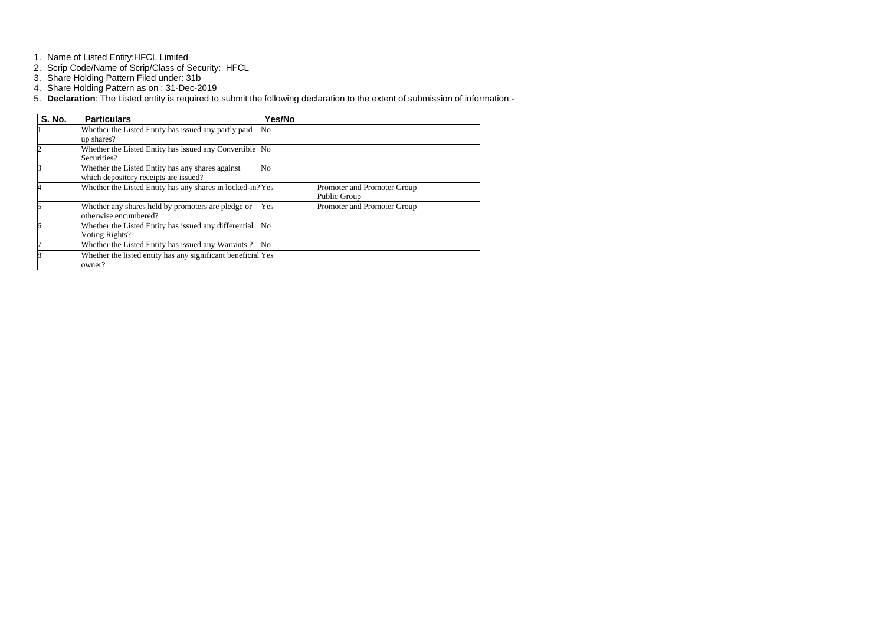1. Name of Listed Entity:HFCL Limited
2. Scrip Code/Name of Scrip/Class of Security: HFCL
3. Share Holding Pattern Filed under: 31b
4. Share Holding Pattern as on : 31-Dec-2019
5. **Declaration**: The Listed entity is required to submit the following declaration to the extent of submission of information:-

| S. No. | Particulars | Yes/No | |
|---|---|---|---|
| 1 | Whether the Listed Entity has issued any partly paid up shares? | No | |
| 2 | Whether the Listed Entity has issued any Convertible Securities? | No | |
| 3 | Whether the Listed Entity has any shares against which depository receipts are issued? | No | |
| 4 | Whether the Listed Entity has any shares in locked-in? | Yes | Promoter and Promoter Group<br>Public Group |
| 5 | Whether any shares held by promoters are pledge or otherwise encumbered? | Yes | Promoter and Promoter Group |
| 6 | Whether the Listed Entity has issued any differential Voting Rights? | No | |
| 7 | Whether the Listed Entity has issued any Warrants ? | No | |
| 8 | Whether the listed entity has any significant beneficial owner? | Yes | |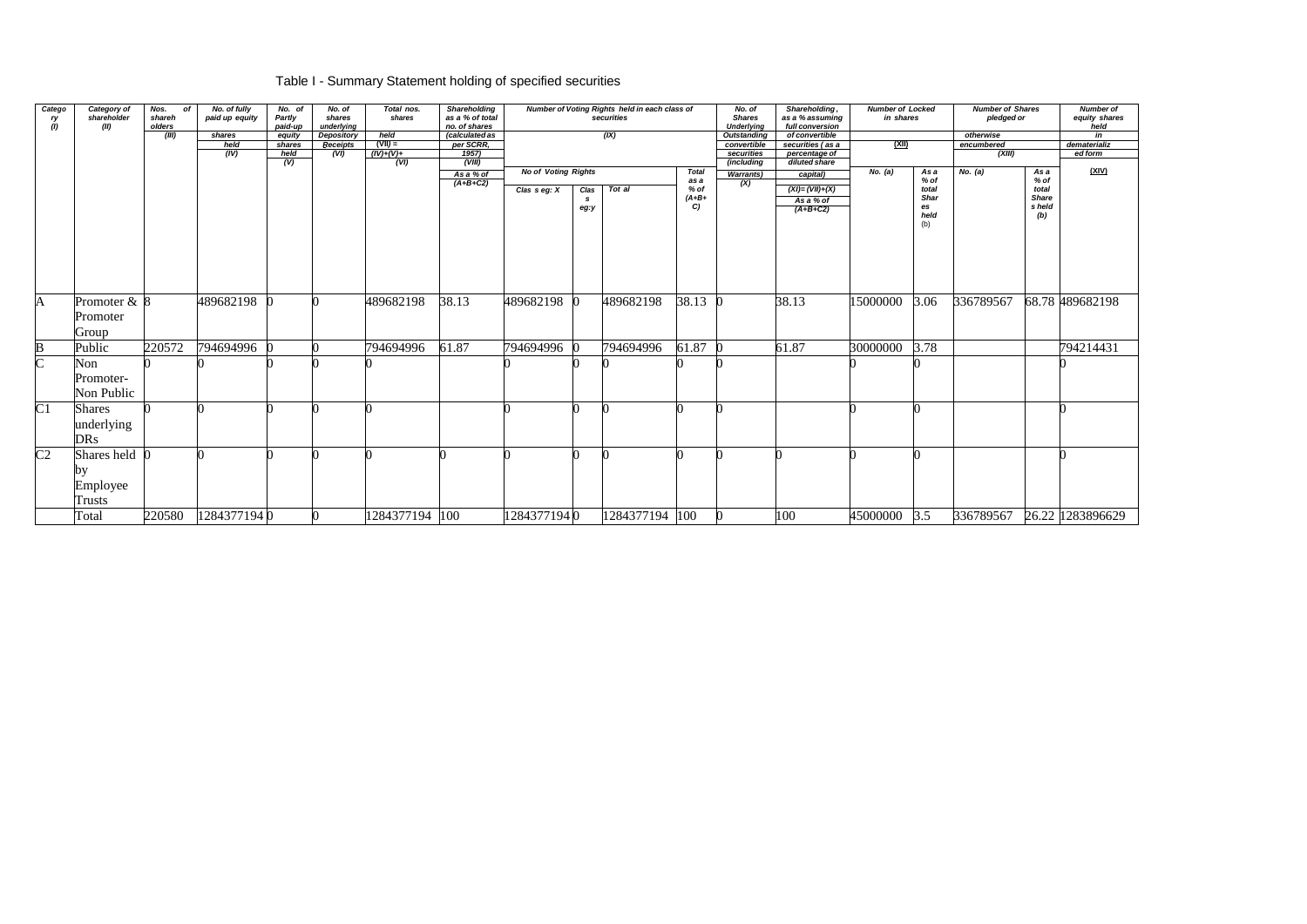# Table I - Summary Statement holding of specified securities

| Category (I) | Category of shareholder (II) | Nos. of shareholders (III) | No. of fully paid up equity shares held (IV) | No. of Partly paid-up equity shares held (V) | No. of shares underlying Depository Receipts (VI) | Total nos. shares held (VII) = (IV)+(V)+ (VI) | Shareholding as a % of total no. of shares (calculated as per SCRR, 1957) (VIII) As a % of (A+B+C2) | Number of Voting Rights held in each class of securities (IX) | | | | No. of Shares Underlying Outstanding convertible securities (including Warrants) (X) | Shareholding, as a % assuming full conversion of convertible securities ( as a percentage of diluted share capital) (XI)= (VII)+(X) As a % of (A+B+C2) | Number of Locked in shares (XII) | | Number of Shares pledged or otherwise encumbered (XIII) | | Number of equity shares held in dematerialized form (XIV) |
|---|---|---|---|---|---|---|---|---|---|---|---|---|---|---|---|---|---|---|
| | | | | | | | | No of Voting Rights | | | Total as a % of (A+B+C) | | | No. (a) | As a % of total Shares held (b) | No. (a) | As a % of total Shares held (b) | |
| | | | | | | | | Class eg: X | Class eg:y | Total | | | | | | | | |
| A | Promoter & Promoter Group | 8 | 489682198 | 0 | 0 | 489682198 | 38.13 | 489682198 | 0 | 489682198 | 38.13 | 0 | 38.13 | 15000000 | 3.06 | 336789567 | 68.78 | 489682198 |
| B | Public | 220572 | 794694996 | 0 | 0 | 794694996 | 61.87 | 794694996 | 0 | 794694996 | 61.87 | 0 | 61.87 | 30000000 | 3.78 | | | 794214431 |
| C | Non Promoter- Non Public | 0 | 0 | 0 | 0 | 0 | | 0 | 0 | 0 | 0 | 0 | | 0 | 0 | | | 0 |
| C1 | Shares underlying DRs | 0 | 0 | 0 | 0 | 0 | | 0 | 0 | 0 | 0 | 0 | | 0 | 0 | | | 0 |
| C2 | Shares held by Employee Trusts | 0 | 0 | 0 | 0 | 0 | 0 | 0 | 0 | 0 | 0 | 0 | 0 | 0 | 0 | | | 0 |
| | Total | 220580 | 1284377194 | 0 | 0 | 1284377194 | 100 | 1284377194 | 0 | 1284377194 | 100 | 0 | 100 | 45000000 | 3.5 | 336789567 | 26.22 | 1283896629 |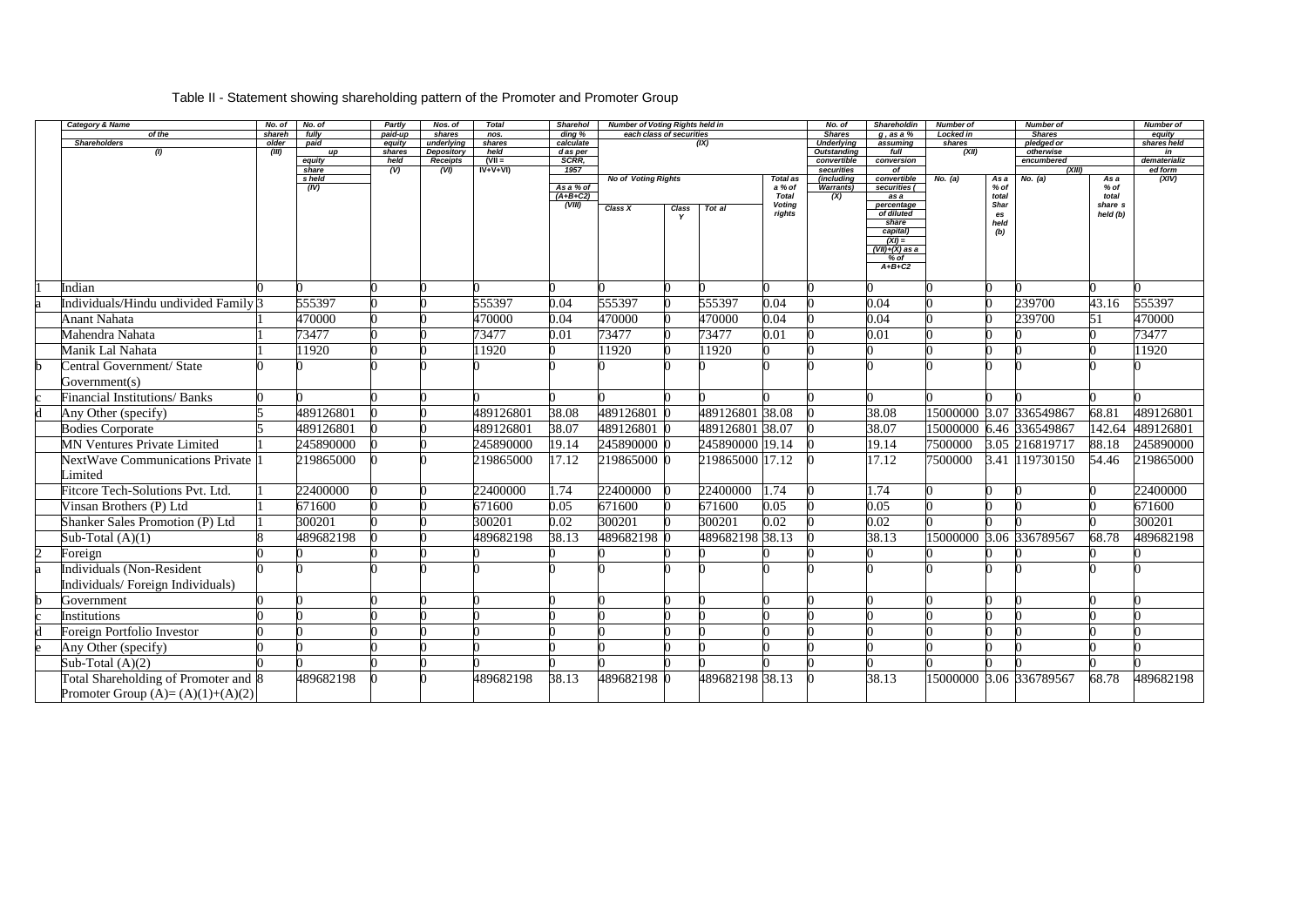Table II - Statement showing shareholding pattern of the Promoter and Promoter Group

| | Category & Name of the Shareholders (I) | No. of shareholder (III) | No. of fully paid up equity share s held (IV) | Partly paid-up equity shares held (V) | Nos. of shares underlying Depository Receipts (VI) | Total nos. shares held (VII = IV+V+VI) | Shareholding % calculated as per SCRR, 1957 As a % of (A+B+C2) (VIII) | Number of Voting Rights held in each class of securities (IX) | | | | No. of Shares Underlying Outstanding convertible securities (including Warrants) (X) | Shareholding , as a % assuming full conversion of convertible securities ( as a percentage of diluted share capital) (XI) = (VII)+(X) as a % of A+B+C2 | Number of Locked in shares (XII) | | Number of Shares pledged or otherwise encumbered (XIII) | | Number of equity shares held in dematerialized form (XIV) |
|---|---|---|---|---|---|---|---|---|---|---|---|---|---|---|---|---|---|---|
| | | | | | | | | No of Voting Rights | | | Total as a % of Total Voting rights | | | No. (a) | As a % of total Shares held (b) | No. (a) | As a % of total share s held (b) | |
| | | | | | | | | Class X | Class Y | Tot al | | | | | | | | |
| 1 | Indian | 0 | 0 | 0 | 0 | 0 | 0 | 0 | 0 | 0 | 0 | 0 | 0 | 0 | 0 | 0 | 0 | 0 |
| a | Individuals/Hindu undivided Family | 3 | 555397 | 0 | 0 | 555397 | 0.04 | 555397 | 0 | 555397 | 0.04 | 0 | 0.04 | 0 | 0 | 239700 | 43.16 | 555397 |
| | Anant Nahata | 1 | 470000 | 0 | 0 | 470000 | 0.04 | 470000 | 0 | 470000 | 0.04 | 0 | 0.04 | 0 | 0 | 239700 | 51 | 470000 |
| | Mahendra Nahata | 1 | 73477 | 0 | 0 | 73477 | 0.01 | 73477 | 0 | 73477 | 0.01 | 0 | 0.01 | 0 | 0 | 0 | 0 | 73477 |
| | Manik Lal Nahata | 1 | 11920 | 0 | 0 | 11920 | 0 | 11920 | 0 | 11920 | 0 | 0 | 0 | 0 | 0 | 0 | 0 | 11920 |
| b | Central Government/ State Government(s) | 0 | 0 | 0 | 0 | 0 | 0 | 0 | 0 | 0 | 0 | 0 | 0 | 0 | 0 | 0 | 0 | 0 |
| c | Financial Institutions/ Banks | 0 | 0 | 0 | 0 | 0 | 0 | 0 | 0 | 0 | 0 | 0 | 0 | 0 | 0 | 0 | 0 | 0 |
| d | Any Other (specify) | 5 | 489126801 | 0 | 0 | 489126801 | 38.08 | 489126801 | 0 | 489126801 | 38.08 | 0 | 38.08 | 15000000 | 3.07 | 336549867 | 68.81 | 489126801 |
| | Bodies Corporate | 5 | 489126801 | 0 | 0 | 489126801 | 38.07 | 489126801 | 0 | 489126801 | 38.07 | 0 | 38.07 | 15000000 | 6.46 | 336549867 | 142.64 | 489126801 |
| | MN Ventures Private Limited | 1 | 245890000 | 0 | 0 | 245890000 | 19.14 | 245890000 | 0 | 245890000 | 19.14 | 0 | 19.14 | 7500000 | 3.05 | 216819717 | 88.18 | 245890000 |
| | NextWave Communications Private Limited | 1 | 219865000 | 0 | 0 | 219865000 | 17.12 | 219865000 | 0 | 219865000 | 17.12 | 0 | 17.12 | 7500000 | 3.41 | 119730150 | 54.46 | 219865000 |
| | Fitcore Tech-Solutions Pvt. Ltd. | 1 | 22400000 | 0 | 0 | 22400000 | 1.74 | 22400000 | 0 | 22400000 | 1.74 | 0 | 1.74 | 0 | 0 | 0 | 0 | 22400000 |
| | Vinsan Brothers (P) Ltd | 1 | 671600 | 0 | 0 | 671600 | 0.05 | 671600 | 0 | 671600 | 0.05 | 0 | 0.05 | 0 | 0 | 0 | 0 | 671600 |
| | Shanker Sales Promotion (P) Ltd | 1 | 300201 | 0 | 0 | 300201 | 0.02 | 300201 | 0 | 300201 | 0.02 | 0 | 0.02 | 0 | 0 | 0 | 0 | 300201 |
| | Sub-Total (A)(1) | 8 | 489682198 | 0 | 0 | 489682198 | 38.13 | 489682198 | 0 | 489682198 | 38.13 | 0 | 38.13 | 15000000 | 3.06 | 336789567 | 68.78 | 489682198 |
| 2 | Foreign | 0 | 0 | 0 | 0 | 0 | 0 | 0 | 0 | 0 | 0 | 0 | 0 | 0 | 0 | 0 | 0 | 0 |
| a | Individuals (Non-Resident Individuals/ Foreign Individuals) | 0 | 0 | 0 | 0 | 0 | 0 | 0 | 0 | 0 | 0 | 0 | 0 | 0 | 0 | 0 | 0 | 0 |
| b | Government | 0 | 0 | 0 | 0 | 0 | 0 | 0 | 0 | 0 | 0 | 0 | 0 | 0 | 0 | 0 | 0 | 0 |
| c | Institutions | 0 | 0 | 0 | 0 | 0 | 0 | 0 | 0 | 0 | 0 | 0 | 0 | 0 | 0 | 0 | 0 | 0 |
| d | Foreign Portfolio Investor | 0 | 0 | 0 | 0 | 0 | 0 | 0 | 0 | 0 | 0 | 0 | 0 | 0 | 0 | 0 | 0 | 0 |
| e | Any Other (specify) | 0 | 0 | 0 | 0 | 0 | 0 | 0 | 0 | 0 | 0 | 0 | 0 | 0 | 0 | 0 | 0 | 0 |
| | Sub-Total (A)(2) | 0 | 0 | 0 | 0 | 0 | 0 | 0 | 0 | 0 | 0 | 0 | 0 | 0 | 0 | 0 | 0 | 0 |
| | Total Shareholding of Promoter and Promoter Group (A)= (A)(1)+(A)(2) | 8 | 489682198 | 0 | 0 | 489682198 | 38.13 | 489682198 | 0 | 489682198 | 38.13 | 0 | 38.13 | 15000000 | 3.06 | 336789567 | 68.78 | 489682198 |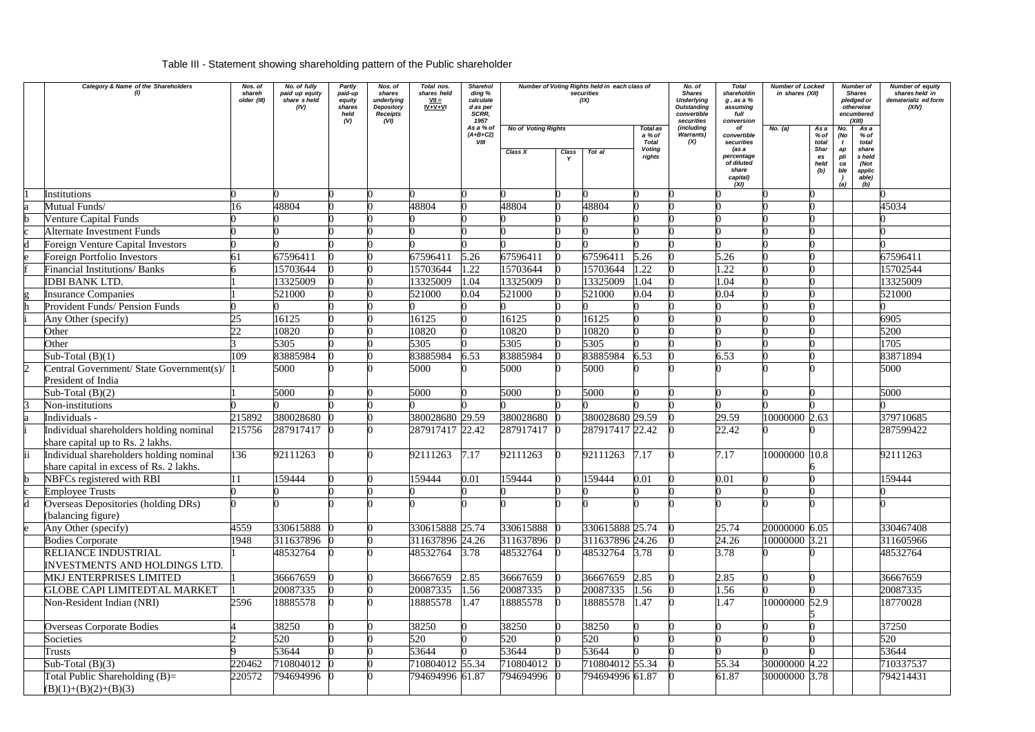Table III - Statement showing shareholding pattern of the Public shareholder

| | Category & Name of the Shareholders (I) | Nos. of shareholder (III) | No. of fully paid up equity share s held (IV) | Partly paid-up equity shares held (V) | Nos. of shares underlying Depository Receipts (VI) | Total nos. shares held VII = IV+V+VI | Shareholding % calculated as per SCRR, 1957 As a % of (A+B+C2) VIII | Number of Voting Rights held in each class of securities (IX) | | | | No. of Shares Underlying Outstanding convertible securities (including Warrants) (X) | Total shareholding , as a % assuming full conversion of convertible securities (as a percentage of diluted share capital) (XI) | Number of Locked in shares (XII) | | Number of Shares pledged or otherwise encumbered (XIII) | | Number of equity shares held in dematerialized form (XIV) |
|---|---|---|---|---|---|---|---|---|---|---|---|---|---|---|---|---|---|---|
| | | | | | | | | No of Voting Rights | | | Total as a % of Total Voting rights | | | No. (a) | As a % of total Shares held (b) | No. (Not applicable) (a) | As a % of total share s held (Not applicable) (b) | |
| | | | | | | | | Class X | Class Y | Total | | | | | | | | |
| 1 | Institutions | 0 | 0 | 0 | 0 | 0 | 0 | 0 | 0 | 0 | 0 | 0 | 0 | 0 | 0 | | | 0 |
| a | Mutual Funds/ | 16 | 48804 | 0 | 0 | 48804 | 0 | 48804 | 0 | 48804 | 0 | 0 | 0 | 0 | 0 | | | 45034 |
| b | Venture Capital Funds | 0 | 0 | 0 | 0 | 0 | 0 | 0 | 0 | 0 | 0 | 0 | 0 | 0 | 0 | | | 0 |
| c | Alternate Investment Funds | 0 | 0 | 0 | 0 | 0 | 0 | 0 | 0 | 0 | 0 | 0 | 0 | 0 | 0 | | | 0 |
| d | Foreign Venture Capital Investors | 0 | 0 | 0 | 0 | 0 | 0 | 0 | 0 | 0 | 0 | 0 | 0 | 0 | 0 | | | 0 |
| e | Foreign Portfolio Investors | 61 | 67596411 | 0 | 0 | 67596411 | 5.26 | 67596411 | 0 | 67596411 | 5.26 | 0 | 5.26 | 0 | 0 | | | 67596411 |
| f | Financial Institutions/ Banks | 6 | 15703644 | 0 | 0 | 15703644 | 1.22 | 15703644 | 0 | 15703644 | 1.22 | 0 | 1.22 | 0 | 0 | | | 15702544 |
| | IDBI BANK LTD. | 1 | 13325009 | 0 | 0 | 13325009 | 1.04 | 13325009 | 0 | 13325009 | 1.04 | 0 | 1.04 | 0 | 0 | | | 13325009 |
| g | Insurance Companies | 1 | 521000 | 0 | 0 | 521000 | 0.04 | 521000 | 0 | 521000 | 0.04 | 0 | 0.04 | 0 | 0 | | | 521000 |
| h | Provident Funds/ Pension Funds | 0 | 0 | 0 | 0 | 0 | 0 | 0 | 0 | 0 | 0 | 0 | 0 | 0 | 0 | | | 0 |
| i | Any Other (specify) | 25 | 16125 | 0 | 0 | 16125 | 0 | 16125 | 0 | 16125 | 0 | 0 | 0 | 0 | 0 | | | 6905 |
| | Other | 22 | 10820 | 0 | 0 | 10820 | 0 | 10820 | 0 | 10820 | 0 | 0 | 0 | 0 | 0 | | | 5200 |
| | Other | 3 | 5305 | 0 | 0 | 5305 | 0 | 5305 | 0 | 5305 | 0 | 0 | 0 | 0 | 0 | | | 1705 |
| | Sub-Total (B)(1) | 109 | 83885984 | 0 | 0 | 83885984 | 6.53 | 83885984 | 0 | 83885984 | 6.53 | 0 | 6.53 | 0 | 0 | | | 83871894 |
| 2 | Central Government/ State Government(s)/ President of India | 1 | 5000 | 0 | 0 | 5000 | 0 | 5000 | 0 | 5000 | 0 | 0 | 0 | 0 | 0 | | | 5000 |
| | Sub-Total (B)(2) | 1 | 5000 | 0 | 0 | 5000 | 0 | 5000 | 0 | 5000 | 0 | 0 | 0 | 0 | 0 | | | 5000 |
| 3 | Non-institutions | 0 | 0 | 0 | 0 | 0 | 0 | 0 | 0 | 0 | 0 | 0 | 0 | 0 | 0 | | | 0 |
| a | Individuals - | 215892 | 380028680 | 0 | 0 | 380028680 | 29.59 | 380028680 | 0 | 380028680 | 29.59 | 0 | 29.59 | 10000000 | 2.63 | | | 379710685 |
| i | Individual shareholders holding nominal share capital up to Rs. 2 lakhs. | 215756 | 287917417 | 0 | 0 | 287917417 | 22.42 | 287917417 | 0 | 287917417 | 22.42 | 0 | 22.42 | 0 | 0 | | | 287599422 |
| ii | Individual shareholders holding nominal share capital in excess of Rs. 2 lakhs. | 136 | 92111263 | 0 | 0 | 92111263 | 7.17 | 92111263 | 0 | 92111263 | 7.17 | 0 | 7.17 | 10000000 | 10.86 | | | 92111263 |
| b | NBFCs registered with RBI | 11 | 159444 | 0 | 0 | 159444 | 0.01 | 159444 | 0 | 159444 | 0.01 | 0 | 0.01 | 0 | 0 | | | 159444 |
| c | Employee Trusts | 0 | 0 | 0 | 0 | 0 | 0 | 0 | 0 | 0 | 0 | 0 | 0 | 0 | 0 | | | 0 |
| d | Overseas Depositories (holding DRs) (balancing figure) | 0 | 0 | 0 | 0 | 0 | 0 | 0 | 0 | 0 | 0 | 0 | 0 | 0 | 0 | | | 0 |
| e | Any Other (specify) | 4559 | 330615888 | 0 | 0 | 330615888 | 25.74 | 330615888 | 0 | 330615888 | 25.74 | 0 | 25.74 | 20000000 | 6.05 | | | 330467408 |
| | Bodies Corporate | 1948 | 311637896 | 0 | 0 | 311637896 | 24.26 | 311637896 | 0 | 311637896 | 24.26 | 0 | 24.26 | 10000000 | 3.21 | | | 311605966 |
| | RELIANCE INDUSTRIAL INVESTMENTS AND HOLDINGS LTD. | 1 | 48532764 | 0 | 0 | 48532764 | 3.78 | 48532764 | 0 | 48532764 | 3.78 | 0 | 3.78 | 0 | 0 | | | 48532764 |
| | MKJ ENTERPRISES LIMITED | 1 | 36667659 | 0 | 0 | 36667659 | 2.85 | 36667659 | 0 | 36667659 | 2.85 | 0 | 2.85 | 0 | 0 | | | 36667659 |
| | GLOBE CAPI LIMITEDTAL MARKET | 1 | 20087335 | 0 | 0 | 20087335 | 1.56 | 20087335 | 0 | 20087335 | 1.56 | 0 | 1.56 | 0 | 0 | | | 20087335 |
| | Non-Resident Indian (NRI) | 2596 | 18885578 | 0 | 0 | 18885578 | 1.47 | 18885578 | 0 | 18885578 | 1.47 | 0 | 1.47 | 10000000 | 52.95 | | | 18770028 |
| | Overseas Corporate Bodies | 4 | 38250 | 0 | 0 | 38250 | 0 | 38250 | 0 | 38250 | 0 | 0 | 0 | 0 | 0 | | | 37250 |
| | Societies | 2 | 520 | 0 | 0 | 520 | 0 | 520 | 0 | 520 | 0 | 0 | 0 | 0 | 0 | | | 520 |
| | Trusts | 9 | 53644 | 0 | 0 | 53644 | 0 | 53644 | 0 | 53644 | 0 | 0 | 0 | 0 | 0 | | | 53644 |
| | Sub-Total (B)(3) | 220462 | 710804012 | 0 | 0 | 710804012 | 55.34 | 710804012 | 0 | 710804012 | 55.34 | 0 | 55.34 | 30000000 | 4.22 | | | 710337537 |
| | Total Public Shareholding (B)= (B)(1)+(B)(2)+(B)(3) | 220572 | 794694996 | 0 | 0 | 794694996 | 61.87 | 794694996 | 0 | 794694996 | 61.87 | 0 | 61.87 | 30000000 | 3.78 | | | 794214431 |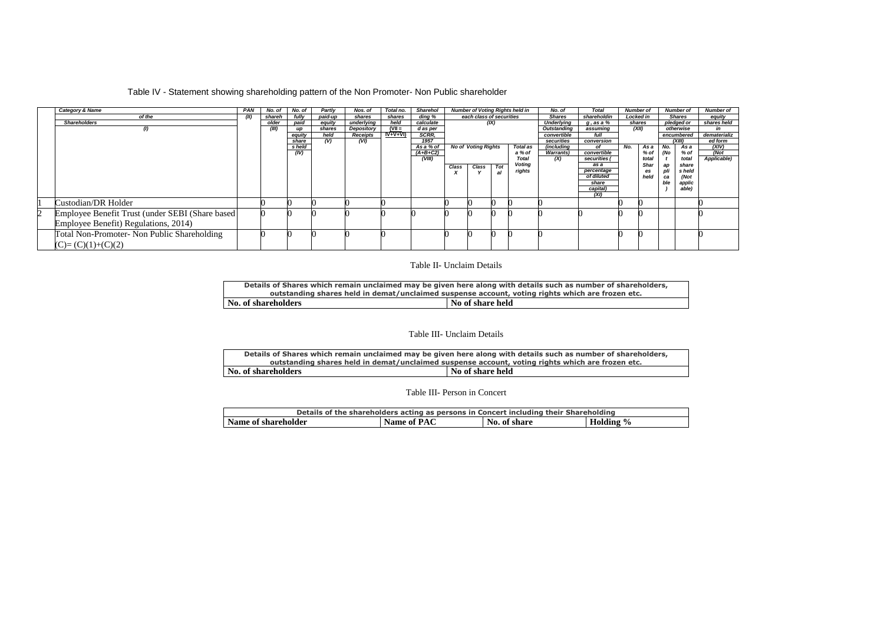Table IV - Statement showing shareholding pattern of the Non Promoter- Non Public shareholder

| | Category & Name of the Shareholders (I) | PAN (II) | No. of shareholder (III) | No. of fully paid up equity shares held (IV) | Partly paid-up equity shares held (V) | Nos. of shares underlying Depository Receipts (VI) | Total no. shares held (VII = IV+V+VI) | Shareholding % calculated as per SCRR, 1957 As a % of (A+B+C2) (VIII) | Number of Voting Rights held in each class of securities (IX) | | | | No. of Shares Underlying Outstanding convertible securities (including Warrants) (X) | Total shareholding, as a % assuming full conversion of convertible securities ( as a percentage of diluted share capital) (XI) | Number of Locked in shares (XII) | | Number of Shares pledged or otherwise encumbered (XIII) | | Number of equity shares held in dematerialized form (XIV) (Not Applicable) |
|---|---|---|---|---|---|---|---|---|---|---|---|---|---|---|---|---|---|---|---|
| | | | | | | | | | No of Voting Rights | | | Total as a % of Total Voting rights | | | No. | As a % of total Shares held | No. (Not applicable) | As a % of total share s held (Not applicable) | |
| | | | | | | | | | Class X | Class Y | Total | | | | | | | | |
| 1 | Custodian/DR Holder | | 0 | 0 | 0 | 0 | 0 | | 0 | 0 | 0 | 0 | 0 | | 0 | 0 | | | 0 |
| 2 | Employee Benefit Trust (under SEBI (Share based Employee Benefit) Regulations, 2014) | | 0 | 0 | 0 | 0 | 0 | 0 | 0 | 0 | 0 | 0 | 0 | 0 | 0 | 0 | | | 0 |
| | Total Non-Promoter- Non Public Shareholding (C)= (C)(1)+(C)(2) | | 0 | 0 | 0 | 0 | 0 | | 0 | 0 | 0 | 0 | 0 | | 0 | 0 | | | 0 |

Table II- Unclaim Details

| Details of Shares which remain unclaimed may be given here along with details such as number of shareholders, outstanding shares held in demat/unclaimed suspense account, voting rights which are frozen etc. | |
|---|---|
| **No. of shareholders** | **No of share held** |

Table III- Unclaim Details

| Details of Shares which remain unclaimed may be given here along with details such as number of shareholders, outstanding shares held in demat/unclaimed suspense account, voting rights which are frozen etc. | |
|---|---|
| **No. of shareholders** | **No of share held** |

Table III- Person in Concert

| Details of the shareholders acting as persons in Concert including their Shareholding | | | |
|---|---|---|---|
| **Name of shareholder** | **Name of PAC** | **No. of share** | **Holding %** |